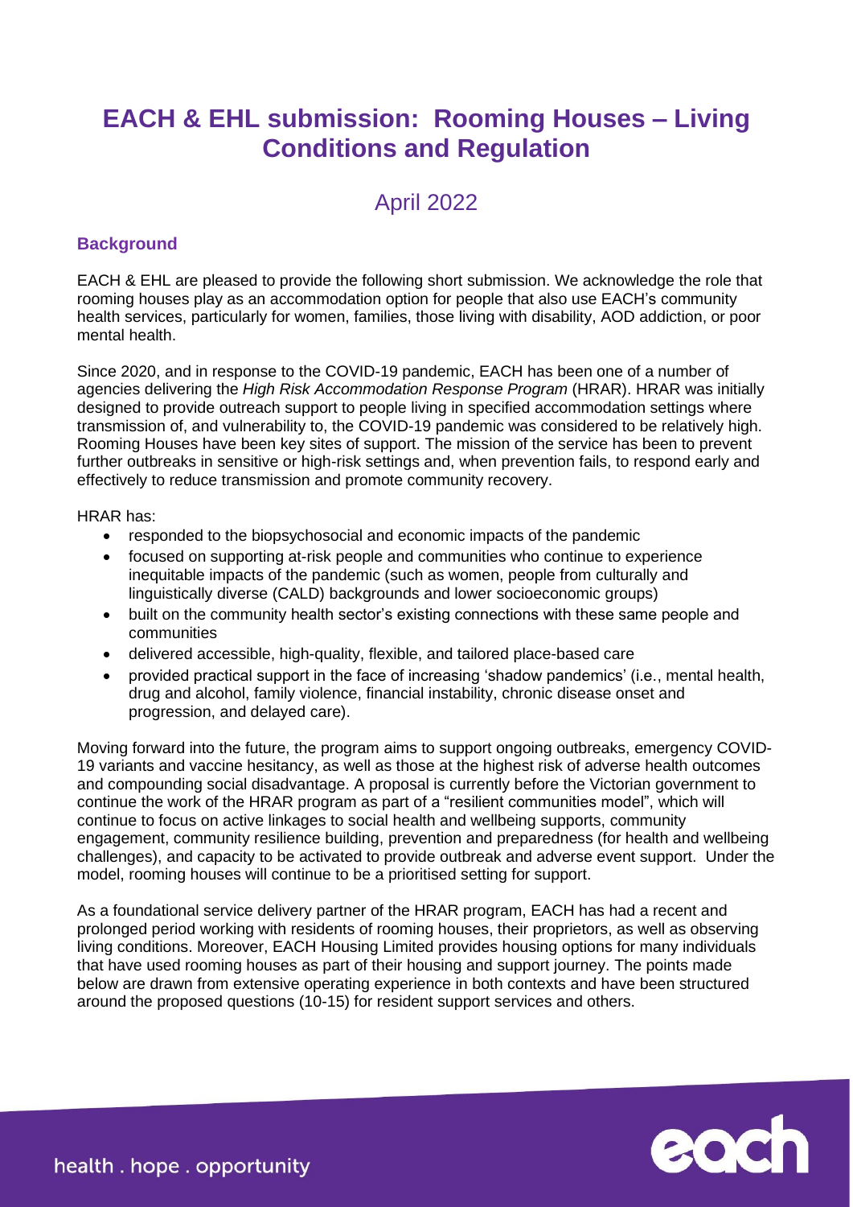# EACH & EHL submission: Rooming Houses – Living Conditions and Regulation

## April 2022

### Background

EACH & EHL are pleased to provide the following short submission. We acknowledge the role that rooming houses play as an accommodation option for people that also use EACH's community health services, particularly for women, families, those living with disability, AOD addiction, or poor mental health.

Since 2020, and in response to the COVID-19 pandemic, EACH has been one of a number of agencies delivering the *High Risk Accommodation Response Program* (HRAR). HRAR was initially designed to provide outreach support to people living in specified accommodation settings where transmission of, and vulnerability to, the COVID-19 pandemic was considered to be relatively high. Rooming Houses have been key sites of support. The mission of the service has been to prevent further outbreaks in sensitive or high-risk settings and, when prevention fails, to respond early and effectively to reduce transmission and promote community recovery.

HRAR has:

- responded to the biopsychosocial and economic impacts of the pandemic
- focused on supporting at-risk people and communities who continue to experience inequitable impacts of the pandemic (such as women, people from culturally and linguistically diverse (CALD) backgrounds and lower socioeconomic groups)
- built on the community health sector's existing connections with these same people and communities
- delivered accessible, high-quality, flexible, and tailored place-based care
- provided practical support in the face of increasing 'shadow pandemics' (i.e., mental health, drug and alcohol, family violence, financial instability, chronic disease onset and progression, and delayed care).

Moving forward into the future, the program aims to support ongoing outbreaks, emergency COVID-19 variants and vaccine hesitancy, as well as those at the highest risk of adverse health outcomes and compounding social disadvantage. A proposal is currently before the Victorian government to continue the work of the HRAR program as part of a "resilient communities model", which will continue to focus on active linkages to social health and wellbeing supports, community engagement, community resilience building, prevention and preparedness (for health and wellbeing challenges), and capacity to be activated to provide outbreak and adverse event support. Under the model, rooming houses will continue to be a prioritised setting for support.

As a foundational service delivery partner of the HRAR program, EACH has had a recent and prolonged period working with residents of rooming houses, their proprietors, as well as observing living conditions. Moreover, EACH Housing Limited provides housing options for many individuals that have used rooming houses as part of their housing and support journey. The points made below are drawn from extensive operating experience in both contexts and have been structured around the proposed questions (10-15) for resident support services and others.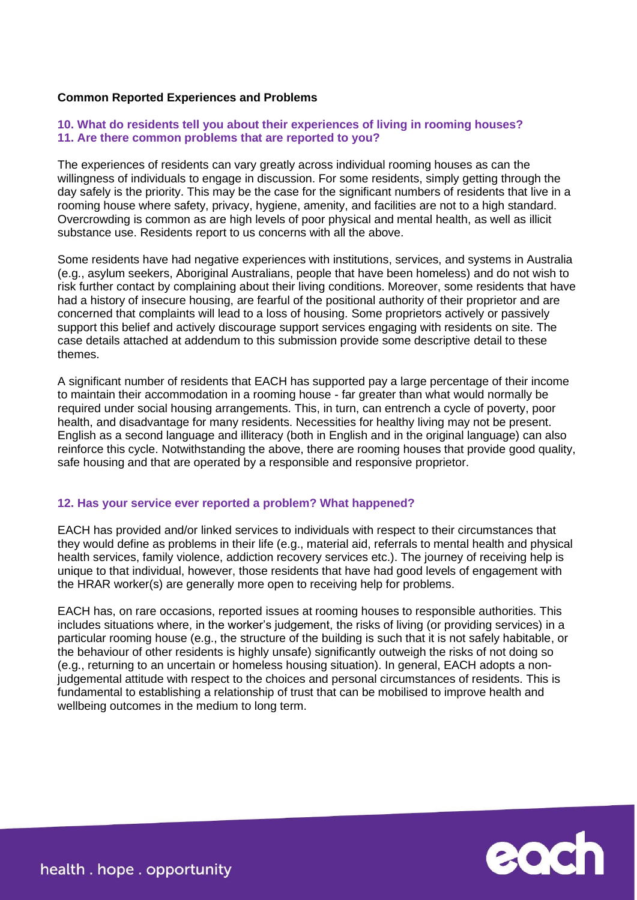## Common Reported Experiences and Problems

### 10. What do residents tell you about their experiences of living in rooming houses?
### 11. Are there common problems that are reported to you?

The experiences of residents can vary greatly across individual rooming houses as can the willingness of individuals to engage in discussion. For some residents, simply getting through the day safely is the priority. This may be the case for the significant numbers of residents that live in a rooming house where safety, privacy, hygiene, amenity, and facilities are not to a high standard. Overcrowding is common as are high levels of poor physical and mental health, as well as illicit substance use. Residents report to us concerns with all the above.

Some residents have had negative experiences with institutions, services, and systems in Australia (e.g., asylum seekers, Aboriginal Australians, people that have been homeless) and do not wish to risk further contact by complaining about their living conditions. Moreover, some residents that have had a history of insecure housing, are fearful of the positional authority of their proprietor and are concerned that complaints will lead to a loss of housing. Some proprietors actively or passively support this belief and actively discourage support services engaging with residents on site. The case details attached at addendum to this submission provide some descriptive detail to these themes.

A significant number of residents that EACH has supported pay a large percentage of their income to maintain their accommodation in a rooming house - far greater than what would normally be required under social housing arrangements. This, in turn, can entrench a cycle of poverty, poor health, and disadvantage for many residents. Necessities for healthy living may not be present. English as a second language and illiteracy (both in English and in the original language) can also reinforce this cycle. Notwithstanding the above, there are rooming houses that provide good quality, safe housing and that are operated by a responsible and responsive proprietor.

### 12. Has your service ever reported a problem? What happened?

EACH has provided and/or linked services to individuals with respect to their circumstances that they would define as problems in their life (e.g., material aid, referrals to mental health and physical health services, family violence, addiction recovery services etc.). The journey of receiving help is unique to that individual, however, those residents that have had good levels of engagement with the HRAR worker(s) are generally more open to receiving help for problems.

EACH has, on rare occasions, reported issues at rooming houses to responsible authorities. This includes situations where, in the worker's judgement, the risks of living (or providing services) in a particular rooming house (e.g., the structure of the building is such that it is not safely habitable, or the behaviour of other residents is highly unsafe) significantly outweigh the risks of not doing so (e.g., returning to an uncertain or homeless housing situation). In general, EACH adopts a non-judgemental attitude with respect to the choices and personal circumstances of residents. This is fundamental to establishing a relationship of trust that can be mobilised to improve health and wellbeing outcomes in the medium to long term.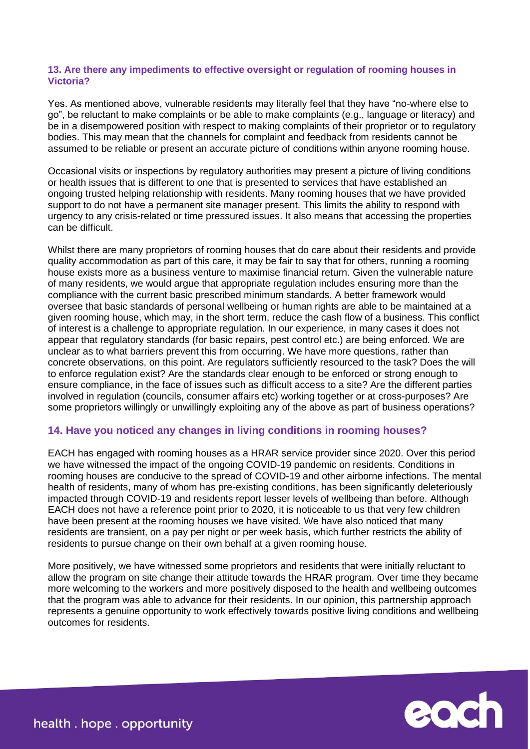### 13. Are there any impediments to effective oversight or regulation of rooming houses in Victoria?

Yes. As mentioned above, vulnerable residents may literally feel that they have "no-where else to go", be reluctant to make complaints or be able to make complaints (e.g., language or literacy) and be in a disempowered position with respect to making complaints of their proprietor or to regulatory bodies. This may mean that the channels for complaint and feedback from residents cannot be assumed to be reliable or present an accurate picture of conditions within anyone rooming house.

Occasional visits or inspections by regulatory authorities may present a picture of living conditions or health issues that is different to one that is presented to services that have established an ongoing trusted helping relationship with residents. Many rooming houses that we have provided support to do not have a permanent site manager present. This limits the ability to respond with urgency to any crisis-related or time pressured issues. It also means that accessing the properties can be difficult.

Whilst there are many proprietors of rooming houses that do care about their residents and provide quality accommodation as part of this care, it may be fair to say that for others, running a rooming house exists more as a business venture to maximise financial return. Given the vulnerable nature of many residents, we would argue that appropriate regulation includes ensuring more than the compliance with the current basic prescribed minimum standards. A better framework would oversee that basic standards of personal wellbeing or human rights are able to be maintained at a given rooming house, which may, in the short term, reduce the cash flow of a business. This conflict of interest is a challenge to appropriate regulation. In our experience, in many cases it does not appear that regulatory standards (for basic repairs, pest control etc.) are being enforced. We are unclear as to what barriers prevent this from occurring. We have more questions, rather than concrete observations, on this point. Are regulators sufficiently resourced to the task? Does the will to enforce regulation exist? Are the standards clear enough to be enforced or strong enough to ensure compliance, in the face of issues such as difficult access to a site? Are the different parties involved in regulation (councils, consumer affairs etc) working together or at cross-purposes? Are some proprietors willingly or unwillingly exploiting any of the above as part of business operations?

## 14. Have you noticed any changes in living conditions in rooming houses?

EACH has engaged with rooming houses as a HRAR service provider since 2020. Over this period we have witnessed the impact of the ongoing COVID-19 pandemic on residents. Conditions in rooming houses are conducive to the spread of COVID-19 and other airborne infections. The mental health of residents, many of whom has pre-existing conditions, has been significantly deleteriously impacted through COVID-19 and residents report lesser levels of wellbeing than before. Although EACH does not have a reference point prior to 2020, it is noticeable to us that very few children have been present at the rooming houses we have visited. We have also noticed that many residents are transient, on a pay per night or per week basis, which further restricts the ability of residents to pursue change on their own behalf at a given rooming house.

More positively, we have witnessed some proprietors and residents that were initially reluctant to allow the program on site change their attitude towards the HRAR program. Over time they became more welcoming to the workers and more positively disposed to the health and wellbeing outcomes that the program was able to advance for their residents. In our opinion, this partnership approach represents a genuine opportunity to work effectively towards positive living conditions and wellbeing outcomes for residents.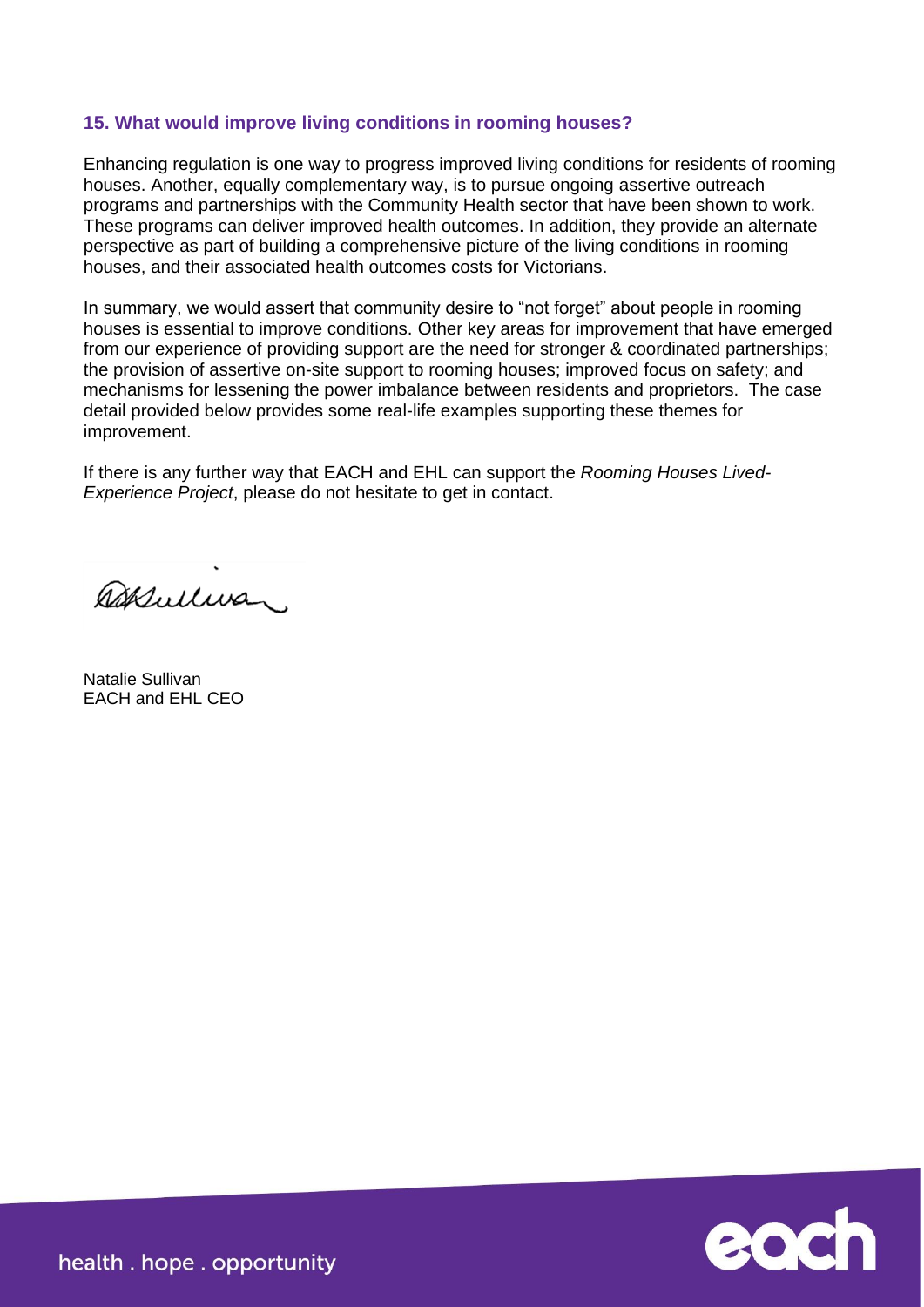### 15. What would improve living conditions in rooming houses?

Enhancing regulation is one way to progress improved living conditions for residents of rooming houses. Another, equally complementary way, is to pursue ongoing assertive outreach programs and partnerships with the Community Health sector that have been shown to work. These programs can deliver improved health outcomes. In addition, they provide an alternate perspective as part of building a comprehensive picture of the living conditions in rooming houses, and their associated health outcomes costs for Victorians.

In summary, we would assert that community desire to "not forget" about people in rooming houses is essential to improve conditions. Other key areas for improvement that have emerged from our experience of providing support are the need for stronger & coordinated partnerships; the provision of assertive on-site support to rooming houses; improved focus on safety; and mechanisms for lessening the power imbalance between residents and proprietors. The case detail provided below provides some real-life examples supporting these themes for improvement.

If there is any further way that EACH and EHL can support the *Rooming Houses Lived-Experience Project*, please do not hesitate to get in contact.

Natalie Sullivan
EACH and EHL CEO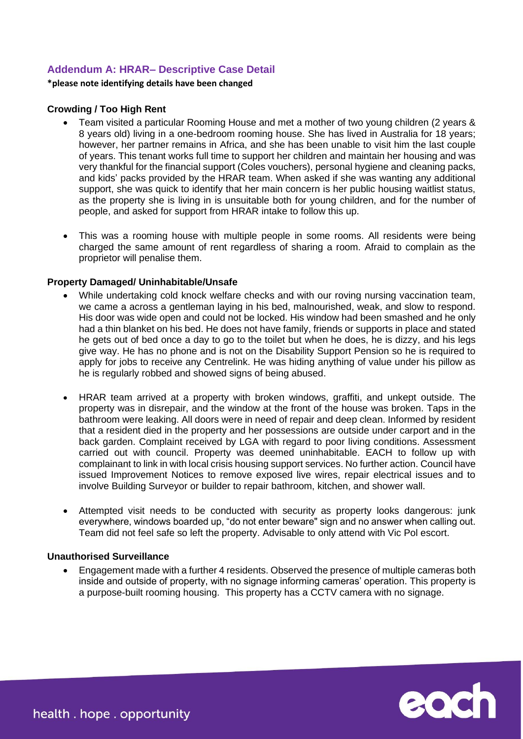## Addendum A: HRAR– Descriptive Case Detail

**\*please note identifying details have been changed**

### Crowding / Too High Rent

- Team visited a particular Rooming House and met a mother of two young children (2 years & 8 years old) living in a one-bedroom rooming house. She has lived in Australia for 18 years; however, her partner remains in Africa, and she has been unable to visit him the last couple of years. This tenant works full time to support her children and maintain her housing and was very thankful for the financial support (Coles vouchers), personal hygiene and cleaning packs, and kids' packs provided by the HRAR team. When asked if she was wanting any additional support, she was quick to identify that her main concern is her public housing waitlist status, as the property she is living in is unsuitable both for young children, and for the number of people, and asked for support from HRAR intake to follow this up.
- This was a rooming house with multiple people in some rooms. All residents were being charged the same amount of rent regardless of sharing a room. Afraid to complain as the proprietor will penalise them.

### Property Damaged/ Uninhabitable/Unsafe

- While undertaking cold knock welfare checks and with our roving nursing vaccination team, we came a across a gentleman laying in his bed, malnourished, weak, and slow to respond. His door was wide open and could not be locked. His window had been smashed and he only had a thin blanket on his bed. He does not have family, friends or supports in place and stated he gets out of bed once a day to go to the toilet but when he does, he is dizzy, and his legs give way. He has no phone and is not on the Disability Support Pension so he is required to apply for jobs to receive any Centrelink. He was hiding anything of value under his pillow as he is regularly robbed and showed signs of being abused.
- HRAR team arrived at a property with broken windows, graffiti, and unkept outside. The property was in disrepair, and the window at the front of the house was broken. Taps in the bathroom were leaking. All doors were in need of repair and deep clean. Informed by resident that a resident died in the property and her possessions are outside under carport and in the back garden. Complaint received by LGA with regard to poor living conditions. Assessment carried out with council. Property was deemed uninhabitable. EACH to follow up with complainant to link in with local crisis housing support services. No further action. Council have issued Improvement Notices to remove exposed live wires, repair electrical issues and to involve Building Surveyor or builder to repair bathroom, kitchen, and shower wall.
- Attempted visit needs to be conducted with security as property looks dangerous: junk everywhere, windows boarded up, "do not enter beware" sign and no answer when calling out. Team did not feel safe so left the property. Advisable to only attend with Vic Pol escort.

### Unauthorised Surveillance

- Engagement made with a further 4 residents. Observed the presence of multiple cameras both inside and outside of property, with no signage informing cameras' operation. This property is a purpose-built rooming housing. This property has a CCTV camera with no signage.